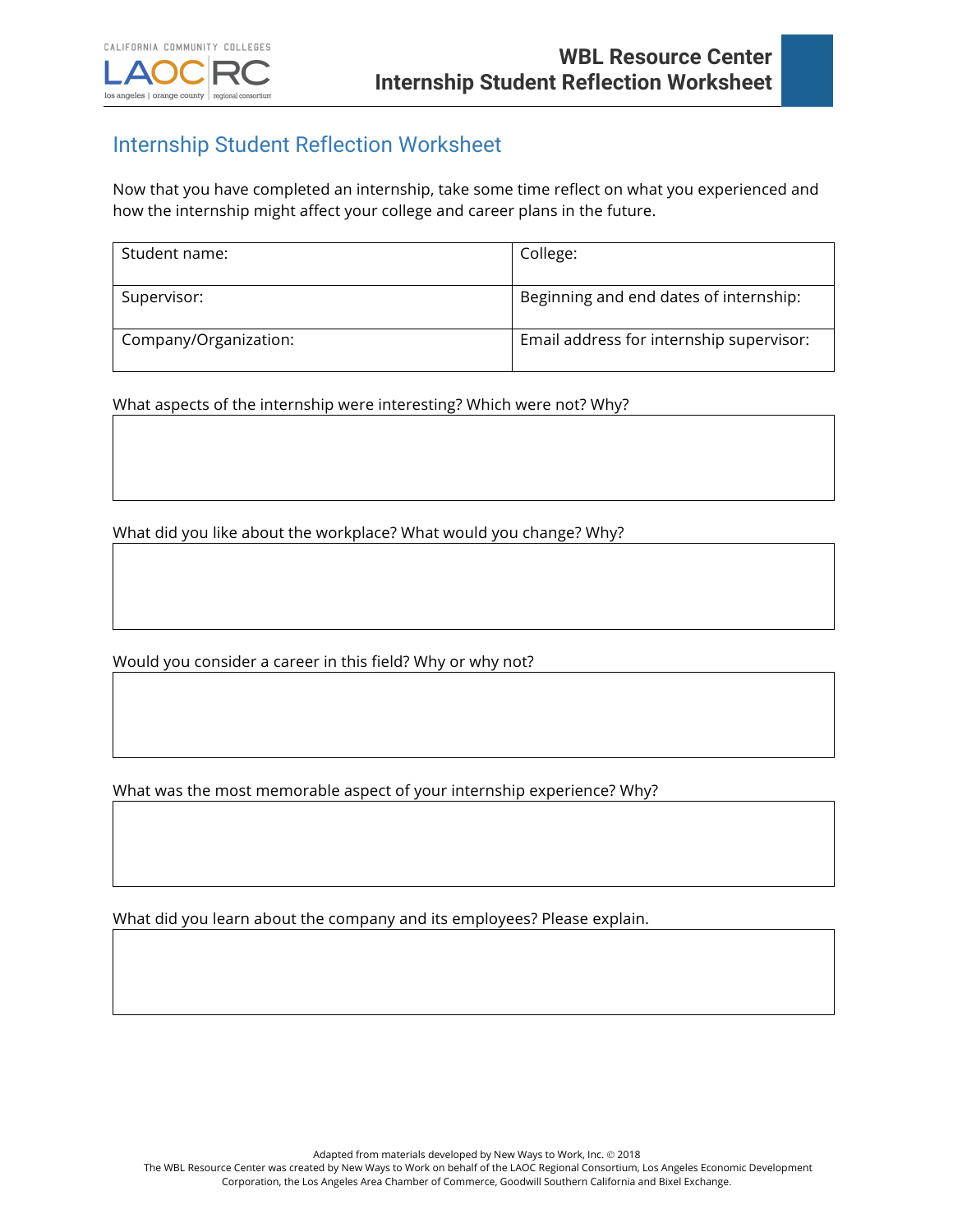# Internship Student Reflection Worksheet

Now that you have completed an internship, take some time reflect on what you experienced and how the internship might affect your college and career plans in the future.

| Student name: | College: |
|---|---|
| Supervisor: | Beginning and end dates of internship: |
| Company/Organization: | Email address for internship supervisor: |

What aspects of the internship were interesting? Which were not? Why?

What did you like about the workplace? What would you change? Why?

Would you consider a career in this field? Why or why not?

What was the most memorable aspect of your internship experience? Why?

What did you learn about the company and its employees? Please explain.

Adapted from materials developed by New Ways to Work, Inc. © 2018

The WBL Resource Center was created by New Ways to Work on behalf of the LAOC Regional Consortium, Los Angeles Economic Development Corporation, the Los Angeles Area Chamber of Commerce, Goodwill Southern California and Bixel Exchange.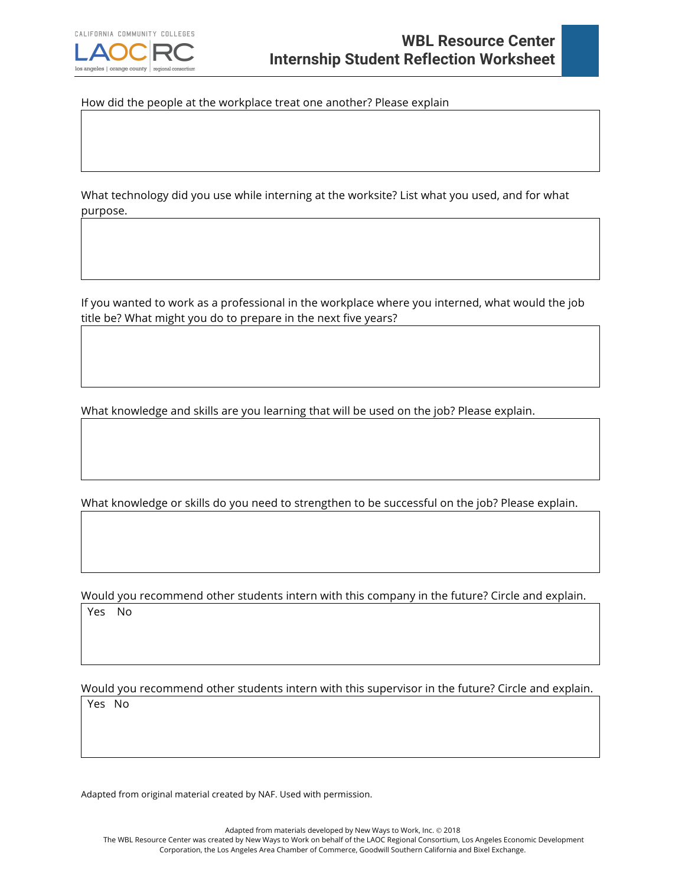How did the people at the workplace treat one another? Please explain

What technology did you use while interning at the worksite? List what you used, and for what purpose.

If you wanted to work as a professional in the workplace where you interned, what would the job title be? What might you do to prepare in the next five years?

What knowledge and skills are you learning that will be used on the job? Please explain.

What knowledge or skills do you need to strengthen to be successful on the job? Please explain.

Would you recommend other students intern with this company in the future? Circle and explain.

Yes No

Would you recommend other students intern with this supervisor in the future? Circle and explain.

Yes No

Adapted from original material created by NAF. Used with permission.

Adapted from materials developed by New Ways to Work, Inc. © 2018
The WBL Resource Center was created by New Ways to Work on behalf of the LAOC Regional Consortium, Los Angeles Economic Development Corporation, the Los Angeles Area Chamber of Commerce, Goodwill Southern California and Bixel Exchange.